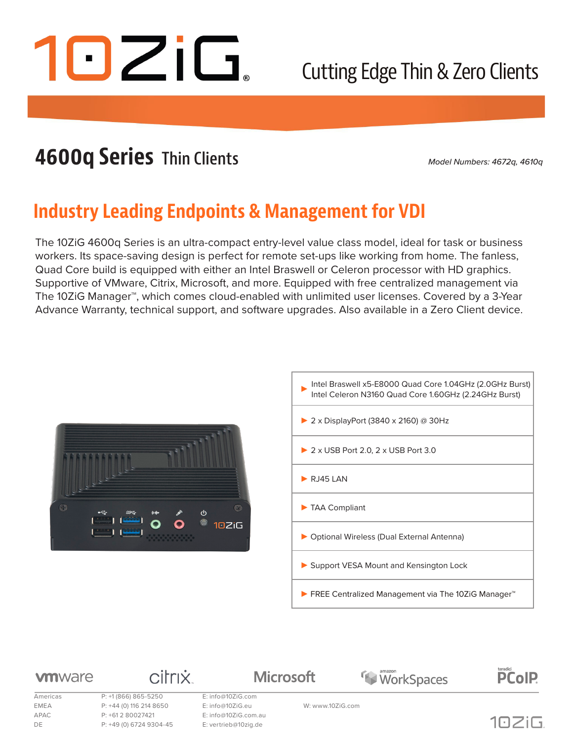# 10ZiG

Cutting Edge Thin & Zero Clients

## 4600q Series Thin Clients

*Model Numbers: 4672q, 4610q*

## Industry Leading Endpoints & Management for VDI

The 10ZiG 4600q Series is an ultra-compact entry-level value class model, ideal for task or business workers. Its space-saving design is perfect for remote set-ups like working from home. The fanless, Quad Core build is equipped with either an Intel Braswell or Celeron processor with HD graphics. Supportive of VMware, Citrix, Microsoft, and more. Equipped with free centralized management via The 10ZiG Manager™, which comes cloud-enabled with unlimited user licenses. Covered by a 3-Year Advance Warranty, technical support, and software upgrades. Also available in a Zero Client device.

- Intel Braswell x5-E8000 Quad Core 1.04GHz (2.0GHz Burst)
  Intel Celeron N3160 Quad Core 1.60GHz (2.24GHz Burst)
- 2 x DisplayPort (3840 x 2160) @ 30Hz
- 2 x USB Port 2.0, 2 x USB Port 3.0
- RJ45 LAN
- TAA Compliant
- Optional Wireless (Dual External Antenna)
- Support VESA Mount and Kensington Lock
- FREE Centralized Management via The 10ZiG Manager™

vmware | citrix | Microsoft | amazon WorkSpaces | teradici PCoIP

| | | | |
|---|---|---|---|
| Americas | P: +1 (866) 865-5250 | E: info@10ZiG.com | |
| EMEA | P: +44 (0) 116 214 8650 | E: info@10ZiG.eu | W: www.10ZiG.com |
| APAC | P: +61 2 80027421 | E: info@10ZiG.com.au | |
| DE | P: +49 (0) 6724 9304-45 | E: vertrieb@10zig.de | |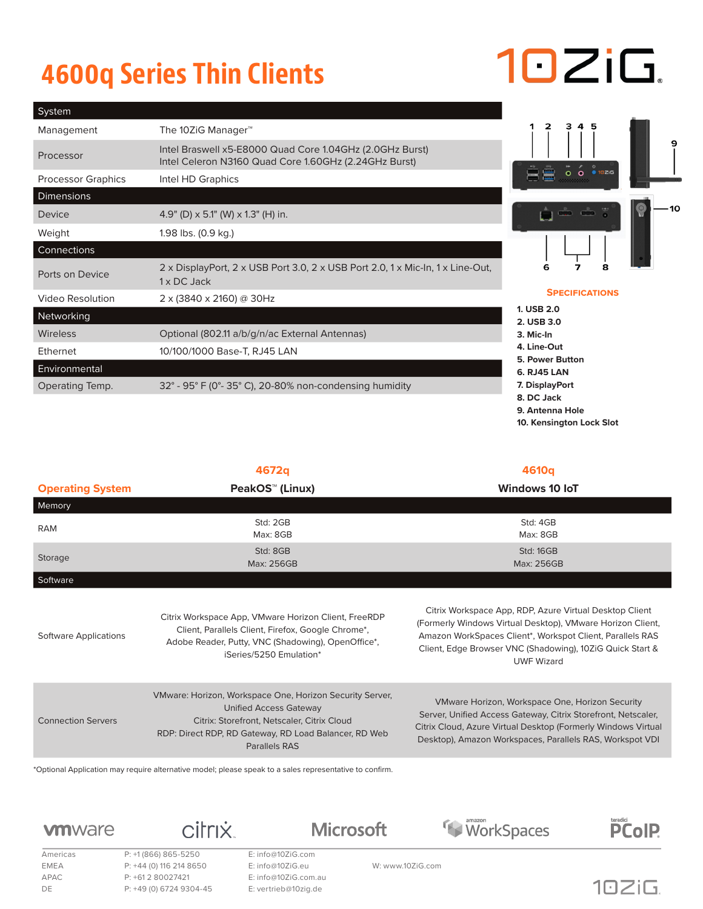# 4600q Series Thin Clients

| System | |
|---|---|
| Management | The 10ZiG Manager™ |
| Processor | Intel Braswell x5-E8000 Quad Core 1.04GHz (2.0GHz Burst)<br>Intel Celeron N3160 Quad Core 1.60GHz (2.24GHz Burst) |
| Processor Graphics | Intel HD Graphics |
| **Dimensions** | |
| Device | 4.9" (D) x 5.1" (W) x 1.3" (H) in. |
| Weight | 1.98 lbs. (0.9 kg.) |
| **Connections** | |
| Ports on Device | 2 x DisplayPort, 2 x USB Port 3.0, 2 x USB Port 2.0, 1 x Mic-In, 1 x Line-Out, 1 x DC Jack |
| Video Resolution | 2 x (3840 x 2160) @ 30Hz |
| **Networking** | |
| Wireless | Optional (802.11 a/b/g/n/ac External Antennas) |
| Ethernet | 10/100/1000 Base-T, RJ45 LAN |
| **Environmental** | |
| Operating Temp. | 32° - 95° F (0°- 35° C), 20-80% non-condensing humidity |

1 2 3 4 5 9 10 6 7 8

## Specifications

1. USB 2.0
2. USB 3.0
3. Mic-In
4. Line-Out
5. Power Button
6. RJ45 LAN
7. DisplayPort
8. DC Jack
9. Antenna Hole
10. Kensington Lock Slot

| Operating System | 4672q<br>PeakOS™ (Linux) | 4610q<br>Windows 10 IoT |
|---|---|---|
| **Memory** | | |
| RAM | Std: 2GB<br>Max: 8GB | Std: 4GB<br>Max: 8GB |
| Storage | Std: 8GB<br>Max: 256GB | Std: 16GB<br>Max: 256GB |
| **Software** | | |
| Software Applications | Citrix Workspace App, VMware Horizon Client, FreeRDP Client, Parallels Client, Firefox, Google Chrome*, Adobe Reader, Putty, VNC (Shadowing), OpenOffice*, iSeries/5250 Emulation* | Citrix Workspace App, RDP, Azure Virtual Desktop Client (Formerly Windows Virtual Desktop), VMware Horizon Client, Amazon WorkSpaces Client*, Workspot Client, Parallels RAS Client, Edge Browser VNC (Shadowing), 10ZiG Quick Start & UWF Wizard |
| Connection Servers | VMware: Horizon, Workspace One, Horizon Security Server, Unified Access Gateway<br>Citrix: Storefront, Netscaler, Citrix Cloud<br>RDP: Direct RDP, RD Gateway, RD Load Balancer, RD Web<br>Parallels RAS | VMware Horizon, Workspace One, Horizon Security Server, Unified Access Gateway, Citrix Storefront, Netscaler, Citrix Cloud, Azure Virtual Desktop (Formerly Windows Virtual Desktop), Amazon Workspaces, Parallels RAS, Workspot VDI |

*Optional Application may require alternative model; please speak to a sales representative to confirm.

vmware citrix Microsoft amazon WorkSpaces teradici PCoIP

| | | |
|---|---|---|
| Americas | P: +1 (866) 865-5250 | E: info@10ZiG.com |
| EMEA | P: +44 (0) 116 214 8650 | E: info@10ZiG.eu |
| APAC | P: +61 2 80027421 | E: info@10ZiG.com.au |
| DE | P: +49 (0) 6724 9304-45 | E: vertrieb@10zig.de |

W: www.10ZiG.com